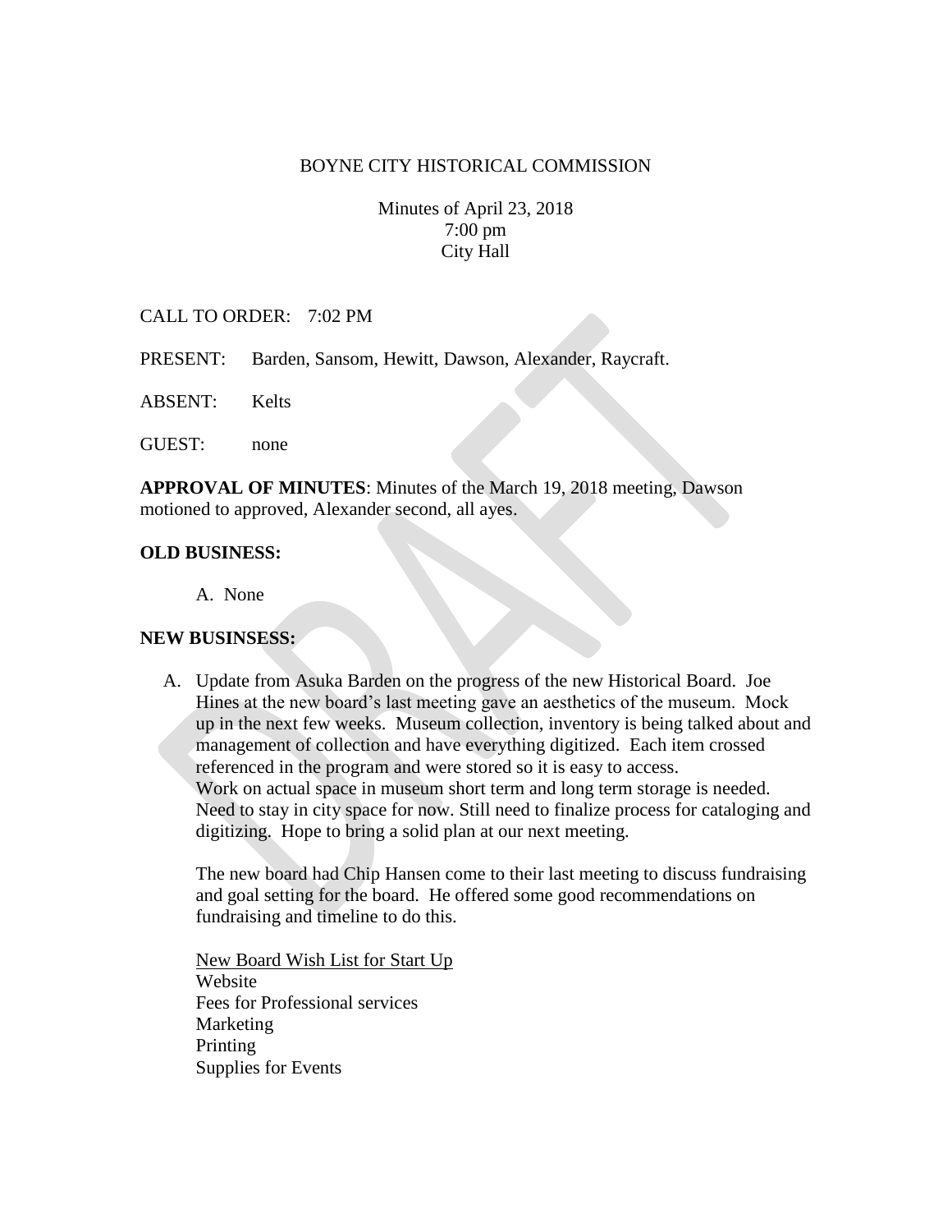BOYNE CITY HISTORICAL COMMISSION

Minutes of April 23, 2018
7:00 pm
City Hall

CALL TO ORDER: 7:02 PM

PRESENT: Barden, Sansom, Hewitt, Dawson, Alexander, Raycraft.

ABSENT: Kelts

GUEST: none

**APPROVAL OF MINUTES**: Minutes of the March 19, 2018 meeting, Dawson motioned to approved, Alexander second, all ayes.

**OLD BUSINESS:**

A. None

**NEW BUSINSESS:**

A. Update from Asuka Barden on the progress of the new Historical Board. Joe Hines at the new board's last meeting gave an aesthetics of the museum. Mock up in the next few weeks. Museum collection, inventory is being talked about and management of collection and have everything digitized. Each item crossed referenced in the program and were stored so it is easy to access.
Work on actual space in museum short term and long term storage is needed. Need to stay in city space for now. Still need to finalize process for cataloging and digitizing. Hope to bring a solid plan at our next meeting.

The new board had Chip Hansen come to their last meeting to discuss fundraising and goal setting for the board. He offered some good recommendations on fundraising and timeline to do this.

<u>New Board Wish List for Start Up</u>
Website
Fees for Professional services
Marketing
Printing
Supplies for Events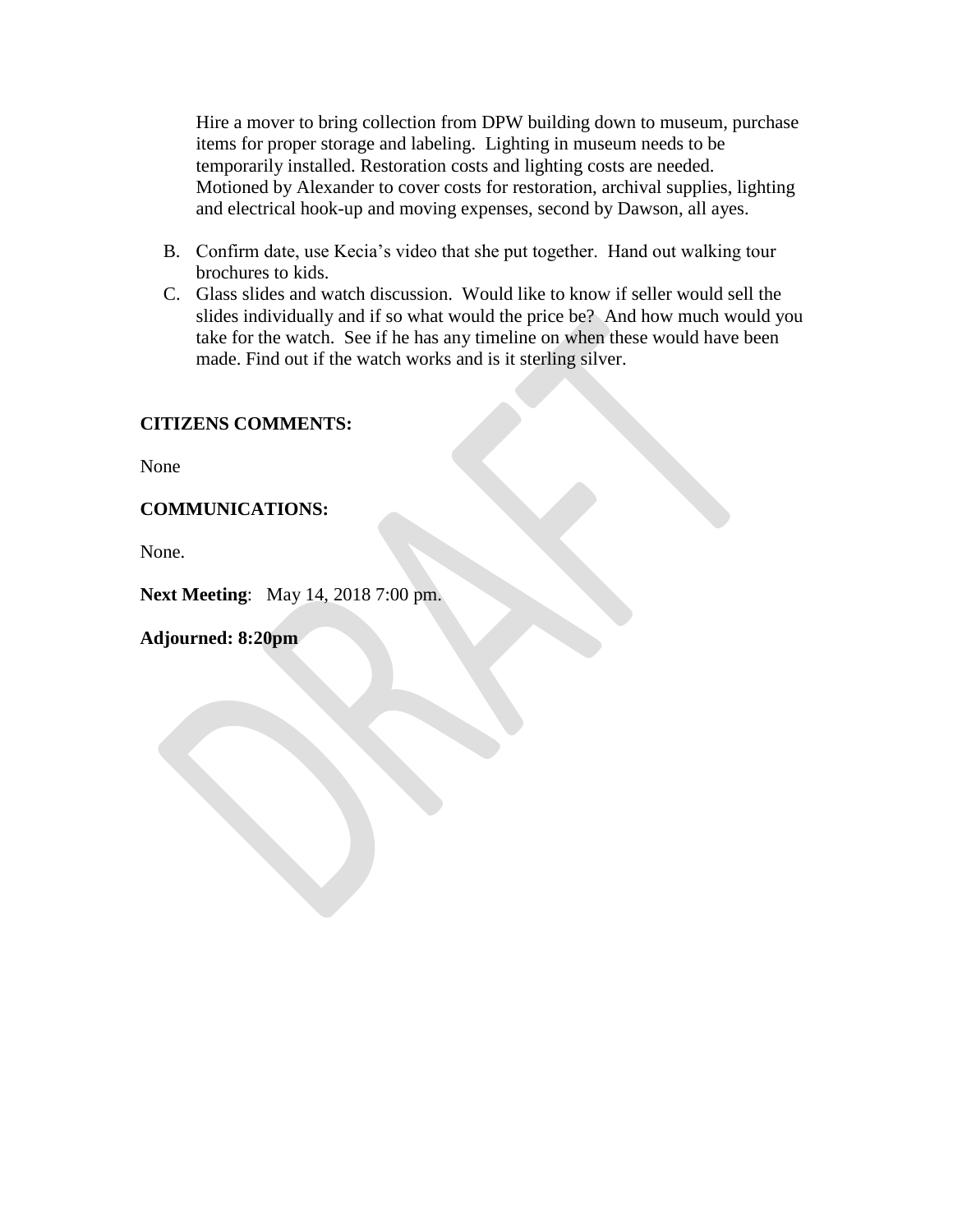Hire a mover to bring collection from DPW building down to museum, purchase items for proper storage and labeling. Lighting in museum needs to be temporarily installed. Restoration costs and lighting costs are needed. Motioned by Alexander to cover costs for restoration, archival supplies, lighting and electrical hook-up and moving expenses, second by Dawson, all ayes.

B. Confirm date, use Kecia's video that she put together. Hand out walking tour brochures to kids.
C. Glass slides and watch discussion. Would like to know if seller would sell the slides individually and if so what would the price be? And how much would you take for the watch. See if he has any timeline on when these would have been made. Find out if the watch works and is it sterling silver.

**CITIZENS COMMENTS:**

None

**COMMUNICATIONS:**

None.

**Next Meeting**: May 14, 2018 7:00 pm.

**Adjourned: 8:20pm**